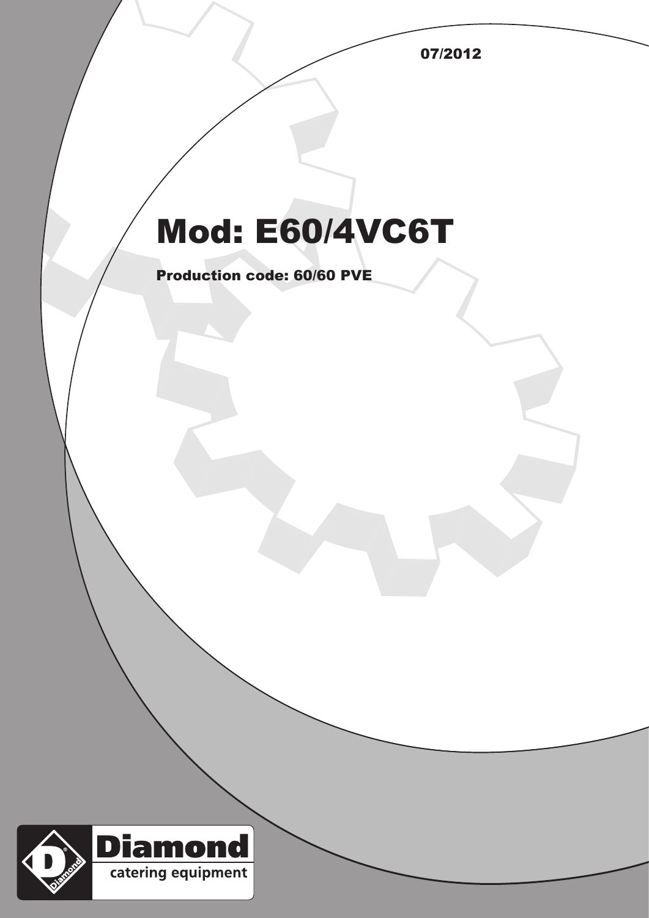07/2012

# Mod: E60/4VC6T

**Production code: 60/60 PVE**

Diamond
catering equipment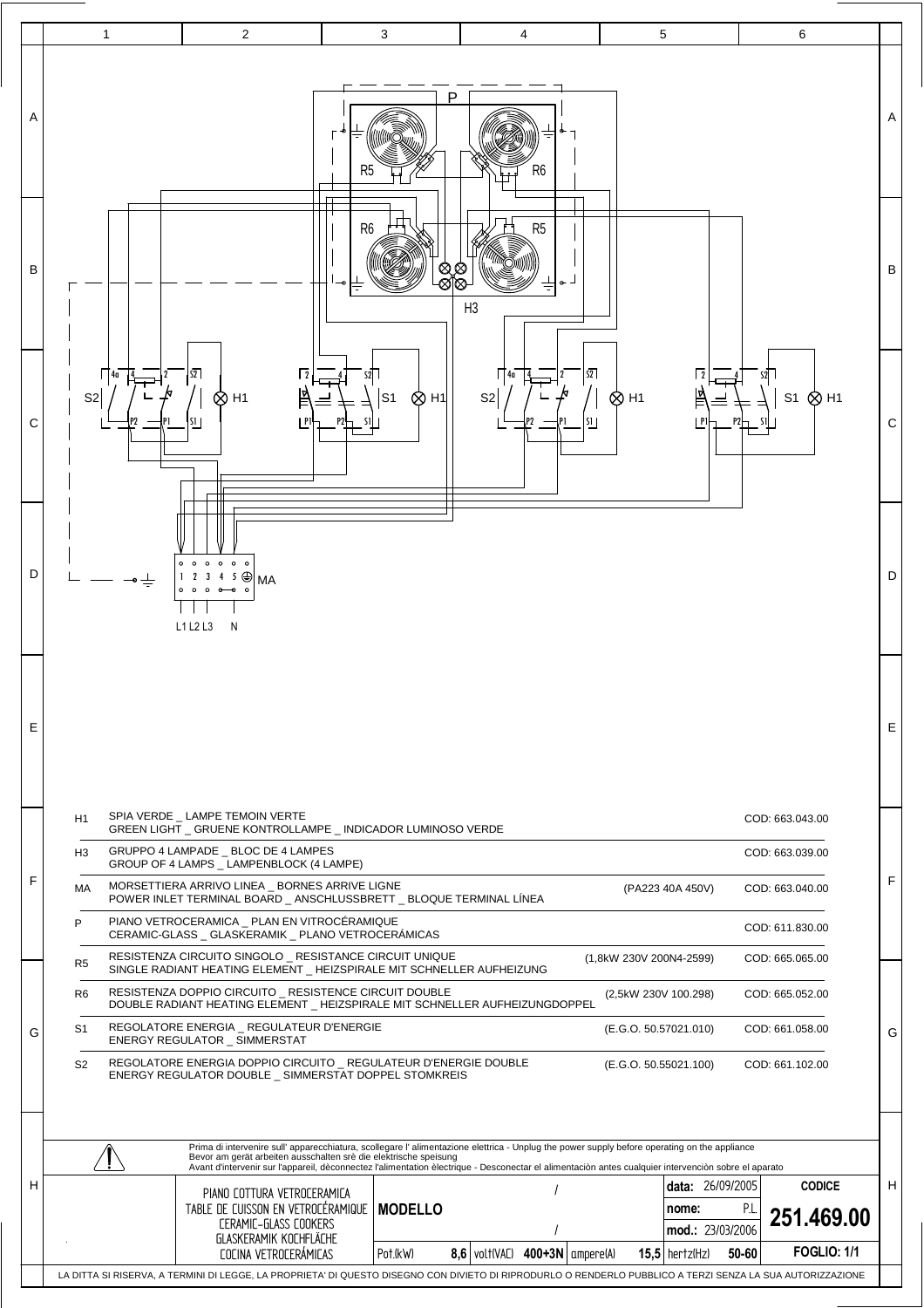| | | | |
|---|---|---|---|
| H1 | SPIA VERDE _ LAMPE TEMOIN VERTE<br>GREEN LIGHT _ GRUENE KONTROLLAMPE _ INDICADOR LUMINOSO VERDE | | COD: 663.043.00 |
| H3 | GRUPPO 4 LAMPADE _ BLOC DE 4 LAMPES<br>GROUP OF 4 LAMPS _ LAMPENBLOCK (4 LAMPE) | | COD: 663.039.00 |
| MA | MORSETTIERA ARRIVO LINEA _ BORNES ARRIVE LIGNE<br>POWER INLET TERMINAL BOARD _ ANSCHLUSSBRETT _ BLOQUE TERMINAL LÍNEA | (PA223 40A 450V) | COD: 663.040.00 |
| P | PIANO VETROCERAMICA _ PLAN EN VITROCÉRAMIQUE<br>CERAMIC-GLASS _ GLASKERAMIK _ PLANO VETROCERÁMICAS | | COD: 611.830.00 |
| R5 | RESISTENZA CIRCUITO SINGOLO _ RESISTANCE CIRCUIT UNIQUE<br>SINGLE RADIANT HEATING ELEMENT _ HEIZSPIRALE MIT SCHNELLER AUFHEIZUNG | (1,8kW 230V 200N4-2599) | COD: 665.065.00 |
| R6 | RESISTENZA DOPPIO CIRCUITO _ RESISTENCE CIRCUIT DOUBLE<br>DOUBLE RADIANT HEATING ELEMENT _ HEIZSPIRALE MIT SCHNELLER AUFHEIZUNGDOPPEL | (2,5kW 230V 100.298) | COD: 665.052.00 |
| S1 | REGOLATORE ENERGIA _ REGULATEUR D'ENERGIE<br>ENERGY REGULATOR _ SIMMERSTAT | (E.G.O. 50.57021.010) | COD: 661.058.00 |
| S2 | REGOLATORE ENERGIA DOPPIO CIRCUITO _ REGULATEUR D'ENERGIE DOUBLE<br>ENERGY REGULATOR DOUBLE _ SIMMERSTAT DOPPEL STOMKREIS | (E.G.O. 50.55021.100) | COD: 661.102.00 |

Prima di intervenire sull' apparecchiatura, scollegare l' alimentazione elettrica - Unplug the power supply before operating on the appliance
Bevor am gerät arbeiten ausschalten srè die elektrische speisung
Avant d'intervenir sur l'appareil, dèconnectez l'alimentation èlectrique - Desconectar el alimentaciòn antes cualquier intervenciòn sobre el aparato

| | | | | |
|---|---|---|---|---|
| PIANO COTTURA VETROCERAMICA<br>TABLE DE CUISSON EN VETROCÉRAMIQUE<br>CERAMIC-GLASS COOKERS<br>GLASKERAMIK KOCHFLÄCHE<br>COCINA VETROCERÁMICAS | **MODELLO** | / | **data:** 26/09/2005 | **CODICE** |
| | | / | **nome:** P.L. | **251.469.00** |
| | | | **mod.:** 23/03/2006 | |
| | Pot.(kW) **8,6** | volt(VAC) **400+3N** ampere(A) **15,5** | hertz(Hz) **50-60** | **FOGLIO: 1/1** |

LA DITTA SI RISERVA, A TERMINI DI LEGGE, LA PROPRIETA' DI QUESTO DISEGNO CON DIVIETO DI RIPRODURLO O RENDERLO PUBBLICO A TERZI SENZA LA SUA AUTORIZZAZIONE